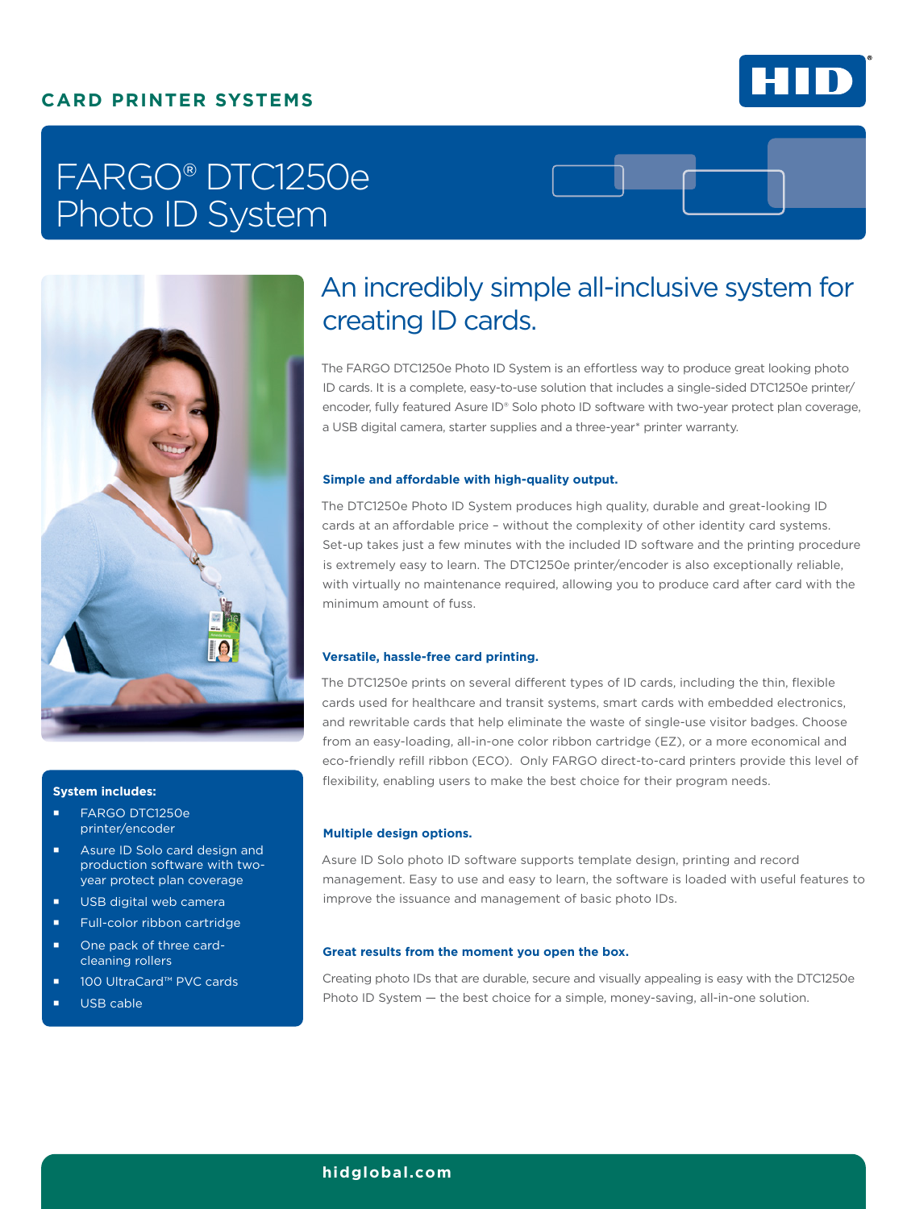CARD PRINTER SYSTEMS

# FARGO® DTC1250e Photo ID System

**System includes:**

- FARGO DTC1250e printer/encoder
- Asure ID Solo card design and production software with two-year protect plan coverage
- USB digital web camera
- Full-color ribbon cartridge
- One pack of three card-cleaning rollers
- 100 UltraCard™ PVC cards
- USB cable

## An incredibly simple all-inclusive system for creating ID cards.

The FARGO DTC1250e Photo ID System is an effortless way to produce great looking photo ID cards. It is a complete, easy-to-use solution that includes a single-sided DTC1250e printer/encoder, fully featured Asure ID® Solo photo ID software with two-year protect plan coverage, a USB digital camera, starter supplies and a three-year* printer warranty.

### Simple and affordable with high-quality output.

The DTC1250e Photo ID System produces high quality, durable and great-looking ID cards at an affordable price – without the complexity of other identity card systems. Set-up takes just a few minutes with the included ID software and the printing procedure is extremely easy to learn. The DTC1250e printer/encoder is also exceptionally reliable, with virtually no maintenance required, allowing you to produce card after card with the minimum amount of fuss.

### Versatile, hassle-free card printing.

The DTC1250e prints on several different types of ID cards, including the thin, flexible cards used for healthcare and transit systems, smart cards with embedded electronics, and rewritable cards that help eliminate the waste of single-use visitor badges. Choose from an easy-loading, all-in-one color ribbon cartridge (EZ), or a more economical and eco-friendly refill ribbon (ECO). Only FARGO direct-to-card printers provide this level of flexibility, enabling users to make the best choice for their program needs.

### Multiple design options.

Asure ID Solo photo ID software supports template design, printing and record management. Easy to use and easy to learn, the software is loaded with useful features to improve the issuance and management of basic photo IDs.

### Great results from the moment you open the box.

Creating photo IDs that are durable, secure and visually appealing is easy with the DTC1250e Photo ID System — the best choice for a simple, money-saving, all-in-one solution.

hidglobal.com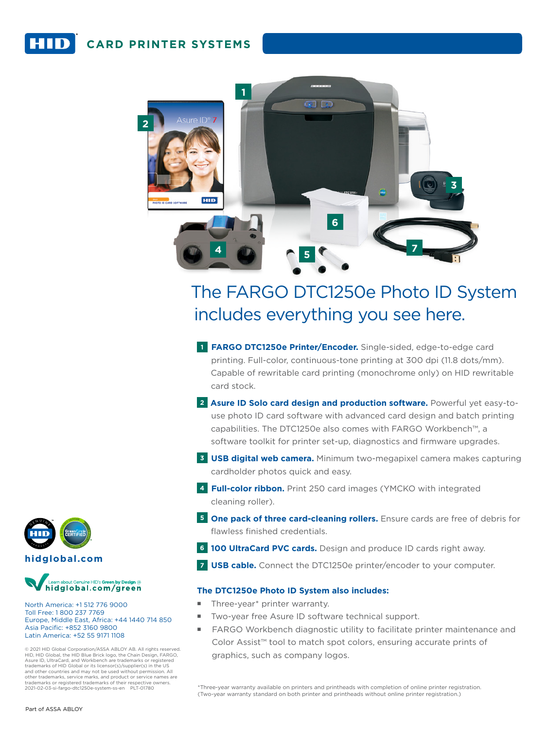HID CARD PRINTER SYSTEMS

# The FARGO DTC1250e Photo ID System includes everything you see here.

1. **FARGO DTC1250e Printer/Encoder.** Single-sided, edge-to-edge card printing. Full-color, continuous-tone printing at 300 dpi (11.8 dots/mm). Capable of rewritable card printing (monochrome only) on HID rewritable card stock.
2. **Asure ID Solo card design and production software.** Powerful yet easy-to-use photo ID card software with advanced card design and batch printing capabilities. The DTC1250e also comes with FARGO Workbench™, a software toolkit for printer set-up, diagnostics and firmware upgrades.
3. **USB digital web camera.** Minimum two-megapixel camera makes capturing cardholder photos quick and easy.
4. **Full-color ribbon.** Print 250 card images (YMCKO with integrated cleaning roller).
5. **One pack of three card-cleaning rollers.** Ensure cards are free of debris for flawless finished credentials.
6. **100 UltraCard PVC cards.** Design and produce ID cards right away.
7. **USB cable.** Connect the DTC1250e printer/encoder to your computer.

### The DTC1250e Photo ID System also includes:

- Three-year* printer warranty.
- Two-year free Asure ID software technical support.
- FARGO Workbench diagnostic utility to facilitate printer maintenance and Color Assist™ tool to match spot colors, ensuring accurate prints of graphics, such as company logos.

*Three-year warranty available on printers and printheads with completion of online printer registration. (Two-year warranty standard on both printer and printheads without online printer registration.)

**hidglobal.com**

Learn about Genuine HID's Green by Design @ **hidglobal.com/green**

North America: +1 512 776 9000
Toll Free: 1 800 237 7769
Europe, Middle East, Africa: +44 1440 714 850
Asia Pacific: +852 3160 9800
Latin America: +52 55 9171 1108

© 2021 HID Global Corporation/ASSA ABLOY AB. All rights reserved. HID, HID Global, the HID Blue Brick logo, the Chain Design, FARGO, Asure ID, UltraCard, and Workbench are trademarks or registered trademarks of HID Global or its licensor(s)/supplier(s) in the US and other countries and may not be used without permission. All other trademarks, service marks, and product or service names are trademarks or registered trademarks of their respective owners.
2021-02-03-si-fargo-dtc1250e-system-ss-en PLT-01780

Part of ASSA ABLOY